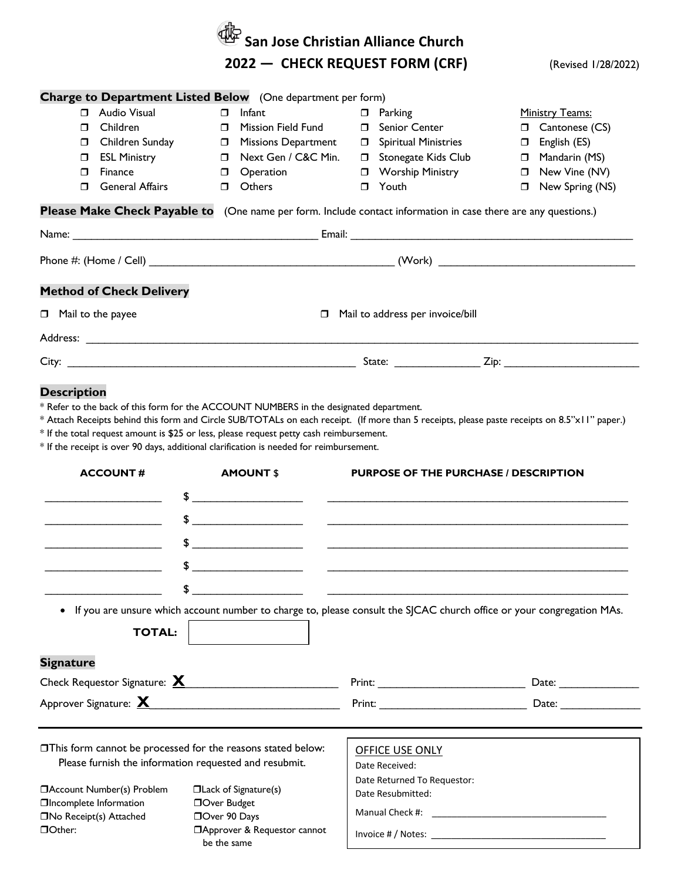# San Jose Christian Alliance Church

## 2022 — CHECK REQUEST FORM (CRF)

(Revised 1/28/2022)

**Charge to Department Listed Below** (One department per form)

| | | | Ministry Teams: |
|---|---|---|---|
| ❒ Audio Visual | ❒ Infant | ❒ Parking | ❒ Cantonese (CS) |
| ❒ Children | ❒ Mission Field Fund | ❒ Senior Center | ❒ English (ES) |
| ❒ Children Sunday | ❒ Missions Department | ❒ Spiritual Ministries | ❒ Mandarin (MS) |
| ❒ ESL Ministry | ❒ Next Gen / C&C Min. | ❒ Stonegate Kids Club | ❒ New Vine (NV) |
| ❒ Finance | ❒ Operation | ❒ Worship Ministry | ❒ New Spring (NS) |
| ❒ General Affairs | ❒ Others | ❒ Youth | |

**Please Make Check Payable to** (One name per form. Include contact information in case there are any questions.)

Name: ______________________________ Email: ______________________________

Phone #: (Home / Cell) ______________________________ (Work) ______________________________

**Method of Check Delivery**

❒ Mail to the payee ❒ Mail to address per invoice/bill

Address: ______________________________________________________________

City: ______________________________ State: ____________ Zip: ____________

**Description**

* Refer to the back of this form for the ACCOUNT NUMBERS in the designated department.
* Attach Receipts behind this form and Circle SUB/TOTALs on each receipt. (If more than 5 receipts, please paste receipts on 8.5"x11" paper.)
* If the total request amount is $25 or less, please request petty cash reimbursement.
* If the receipt is over 90 days, additional clarification is needed for reimbursement.

| ACCOUNT # | AMOUNT $ | PURPOSE OF THE PURCHASE / DESCRIPTION |
|---|---|---|
| __________ | $ __________ | ______________________________ |
| __________ | $ __________ | ______________________________ |
| __________ | $ __________ | ______________________________ |
| __________ | $ __________ | ______________________________ |
| __________ | $ __________ | ______________________________ |

- If you are unsure which account number to charge to, please consult the SJCAC church office or your congregation MAs.

**TOTAL:** ______________

**Signature**

Check Requestor Signature: **X**______________________ Print: ______________________ Date: ____________

Approver Signature: **X**______________________ Print: ______________________ Date: ____________

---

❒This form cannot be processed for the reasons stated below:
Please furnish the information requested and resubmit.

| | |
|---|---|
| ❒Account Number(s) Problem | ❒Lack of Signature(s) |
| ❒Incomplete Information | ❒Over Budget |
| ❒No Receipt(s) Attached | ❒Over 90 Days |
| ❒Other: | ❒Approver & Requestor cannot be the same |

OFFICE USE ONLY

Date Received:

Date Returned To Requestor:

Date Resubmitted:

Manual Check #: ______________________________

Invoice # / Notes: ______________________________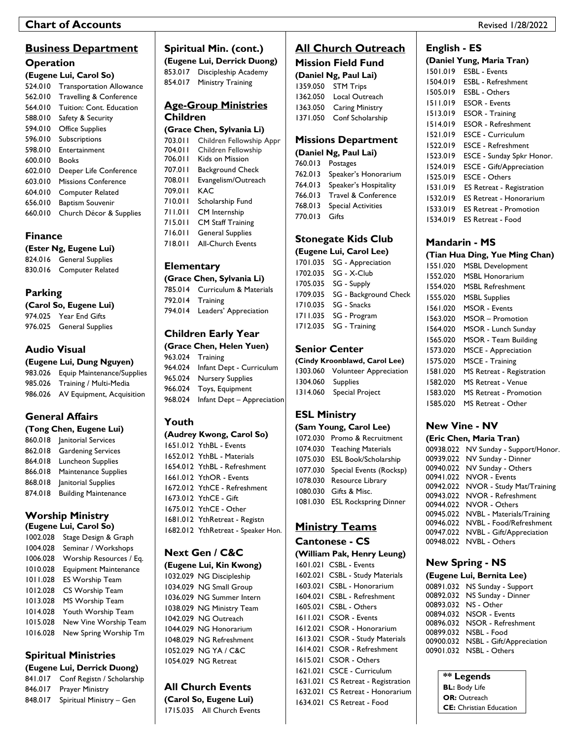# Chart of Accounts

Revised 1/28/2022

## Business Department

### Operation

**(Eugene Lui, Carol So)**

| | |
|---|---|
| 524.010 | Transportation Allowance |
| 562.010 | Travelling & Conference |
| 564.010 | Tuition: Cont. Education |
| 588.010 | Safety & Security |
| 594.010 | Office Supplies |
| 596.010 | Subscriptions |
| 598.010 | Entertainment |
| 600.010 | Books |
| 602.010 | Deeper Life Conference |
| 603.010 | Missions Conference |
| 604.010 | Computer Related |
| 656.010 | Baptism Souvenir |
| 660.010 | Church Décor & Supplies |

### Finance

**(Ester Ng, Eugene Lui)**

| | |
|---|---|
| 824.016 | General Supplies |
| 830.016 | Computer Related |

### Parking

**(Carol So, Eugene Lui)**

| | |
|---|---|
| 974.025 | Year End Gifts |
| 976.025 | General Supplies |

### Audio Visual

**(Eugene Lui, Dung Nguyen)**

| | |
|---|---|
| 983.026 | Equip Maintenance/Supplies |
| 985.026 | Training / Multi-Media |
| 986.026 | AV Equipment, Acquisition |

### General Affairs

**(Tong Chen, Eugene Lui)**

| | |
|---|---|
| 860.018 | Janitorial Services |
| 862.018 | Gardening Services |
| 864.018 | Luncheon Supplies |
| 866.018 | Maintenance Supplies |
| 868.018 | Janitorial Supplies |
| 874.018 | Building Maintenance |

### Worship Ministry

**(Eugene Lui, Carol So)**

| | |
|---|---|
| 1002.028 | Stage Design & Graph |
| 1004.028 | Seminar / Workshops |
| 1006.028 | Worship Resources / Eq. |
| 1010.028 | Equipment Maintenance |
| 1011.028 | ES Worship Team |
| 1012.028 | CS Worship Team |
| 1013.028 | MS Worship Team |
| 1014.028 | Youth Worship Team |
| 1015.028 | New Vine Worship Team |
| 1016.028 | New Spring Worship Tm |

### Spiritual Ministries

**(Eugene Lui, Derrick Duong)**

| | |
|---|---|
| 841.017 | Conf Registn / Scholarship |
| 846.017 | Prayer Ministry |
| 848.017 | Spiritual Ministry – Gen |

### Spiritual Min. (cont.)

**(Eugene Lui, Derrick Duong)**

| | |
|---|---|
| 853.017 | Discipleship Academy |
| 854.017 | Ministry Training |

## Age-Group Ministries

### Children

**(Grace Chen, Sylvania Li)**

| | |
|---|---|
| 703.011 | Children Fellowship Appr |
| 704.011 | Children Fellowship |
| 706.011 | Kids on Mission |
| 707.011 | Background Check |
| 708.011 | Evangelism/Outreach |
| 709.011 | KAC |
| 710.011 | Scholarship Fund |
| 711.011 | CM Internship |
| 715.011 | CM Staff Training |
| 716.011 | General Supplies |
| 718.011 | All-Church Events |

### Elementary

**(Grace Chen, Sylvania Li)**

| | |
|---|---|
| 785.014 | Curriculum & Materials |
| 792.014 | Training |
| 794.014 | Leaders' Appreciation |

### Children Early Year

**(Grace Chen, Helen Yuen)**

| | |
|---|---|
| 963.024 | Training |
| 964.024 | Infant Dept - Curriculum |
| 965.024 | Nursery Supplies |
| 966.024 | Toys, Equipment |
| 968.024 | Infant Dept – Appreciation |

### Youth

**(Audrey Kwong, Carol So)**

| | |
|---|---|
| 1651.012 | YthBL - Events |
| 1652.012 | YthBL - Materials |
| 1654.012 | YthBL - Refreshment |
| 1661.012 | YthOR - Events |
| 1672.012 | YthCE - Refreshment |
| 1673.012 | YthCE - Gift |
| 1675.012 | YthCE - Other |
| 1681.012 | YthRetreat - Registn |
| 1682.012 | YthRetreat - Speaker Hon. |

### Next Gen / C&C

**(Eugene Lui, Kin Kwong)**

| | |
|---|---|
| 1032.029 | NG Discipleship |
| 1034.029 | NG Small Group |
| 1036.029 | NG Summer Intern |
| 1038.029 | NG Ministry Team |
| 1042.029 | NG Outreach |
| 1044.029 | NG Honorarium |
| 1048.029 | NG Refreshment |
| 1052.029 | NG YA / C&C |
| 1054.029 | NG Retreat |

### All Church Events

**(Carol So, Eugene Lui)**

| | |
|---|---|
| 1715.035 | All Church Events |

## All Church Outreach

### Mission Field Fund

**(Daniel Ng, Paul Lai)**

| | |
|---|---|
| 1359.050 | STM Trips |
| 1362.050 | Local Outreach |
| 1363.050 | Caring Ministry |
| 1371.050 | Conf Scholarship |

### Missions Department

**(Daniel Ng, Paul Lai)**

| | |
|---|---|
| 760.013 | Postages |
| 762.013 | Speaker's Honorarium |
| 764.013 | Speaker's Hospitality |
| 766.013 | Travel & Conference |
| 768.013 | Special Activities |
| 770.013 | Gifts |

### Stonegate Kids Club

**(Eugene Lui, Carol Lee)**

| | |
|---|---|
| 1701.035 | SG - Appreciation |
| 1702.035 | SG - X-Club |
| 1705.035 | SG - Supply |
| 1709.035 | SG - Background Check |
| 1710.035 | SG - Snacks |
| 1711.035 | SG - Program |
| 1712.035 | SG - Training |

### Senior Center

**(Cindy Kroonblawd, Carol Lee)**

| | |
|---|---|
| 1303.060 | Volunteer Appreciation |
| 1304.060 | Supplies |
| 1314.060 | Special Project |

### ESL Ministry

**(Sam Young, Carol Lee)**

| | |
|---|---|
| 1072.030 | Promo & Recruitment |
| 1074.030 | Teaching Materials |
| 1075.030 | ESL Book/Scholarship |
| 1077.030 | Special Events (Rocksp) |
| 1078.030 | Resource Library |
| 1080.030 | Gifts & Misc. |
| 1081.030 | ESL Rockspring Dinner |

## Ministry Teams

### Cantonese - CS

**(William Pak, Henry Leung)**

| | |
|---|---|
| 1601.021 | CSBL - Events |
| 1602.021 | CSBL - Study Materials |
| 1603.021 | CSBL - Honorarium |
| 1604.021 | CSBL - Refreshment |
| 1605.021 | CSBL - Others |
| 1611.021 | CSOR - Events |
| 1612.021 | CSOR - Honorarium |
| 1613.021 | CSOR - Study Materials |
| 1614.021 | CSOR - Refreshment |
| 1615.021 | CSOR - Others |
| 1621.021 | CSCE - Curriculum |
| 1631.021 | CS Retreat - Registration |
| 1632.021 | CS Retreat - Honorarium |
| 1634.021 | CS Retreat - Food |

### English - ES

**(Daniel Yung, Maria Tran)**

| | |
|---|---|
| 1501.019 | ESBL - Events |
| 1504.019 | ESBL - Refreshment |
| 1505.019 | ESBL - Others |
| 1511.019 | ESOR - Events |
| 1513.019 | ESOR - Training |
| 1514.019 | ESOR - Refreshment |
| 1521.019 | ESCE - Curriculum |
| 1522.019 | ESCE - Refreshment |
| 1523.019 | ESCE - Sunday Spkr Honor. |
| 1524.019 | ESCE - Gift/Appreciation |
| 1525.019 | ESCE - Others |
| 1531.019 | ES Retreat - Registration |
| 1532.019 | ES Retreat - Honorarium |
| 1533.019 | ES Retreat - Promotion |
| 1534.019 | ES Retreat - Food |

### Mandarin - MS

**(Tian Hua Ding, Yue Ming Chan)**

| | |
|---|---|
| 1551.020 | MSBL Development |
| 1552.020 | MSBL Honorarium |
| 1554.020 | MSBL Refreshment |
| 1555.020 | MSBL Supplies |
| 1561.020 | MSOR - Events |
| 1563.020 | MSOR – Promotion |
| 1564.020 | MSOR - Lunch Sunday |
| 1565.020 | MSOR - Team Building |
| 1573.020 | MSCE - Appreciation |
| 1575.020 | MSCE - Training |
| 1581.020 | MS Retreat - Registration |
| 1582.020 | MS Retreat - Venue |
| 1583.020 | MS Retreat - Promotion |
| 1585.020 | MS Retreat - Other |

### New Vine - NV

**(Eric Chen, Maria Tran)**

| | |
|---|---|
| 00938.022 | NV Sunday - Support/Honor. |
| 00939.022 | NV Sunday - Dinner |
| 00940.022 | NV Sunday - Others |
| 00941.022 | NVOR - Events |
| 00942.022 | NVOR - Study Mat/Training |
| 00943.022 | NVOR - Refreshment |
| 00944.022 | NVOR - Others |
| 00945.022 | NVBL - Materials/Training |
| 00946.022 | NVBL - Food/Refreshment |
| 00947.022 | NVBL - Gift/Appreciation |
| 00948.022 | NVBL - Others |

### New Spring - NS

**(Eugene Lui, Bernita Lee)**

| | |
|---|---|
| 00891.032 | NS Sunday - Support |
| 00892.032 | NS Sunday - Dinner |
| 00893.032 | NS - Other |
| 00894.032 | NSOR - Events |
| 00896.032 | NSOR - Refreshment |
| 00899.032 | NSBL - Food |
| 00900.032 | NSBL - Gift/Appreciation |
| 00901.032 | NSBL - Others |

**\** Legends**

**BL:** Body Life
**OR:** Outreach
**CE:** Christian Education